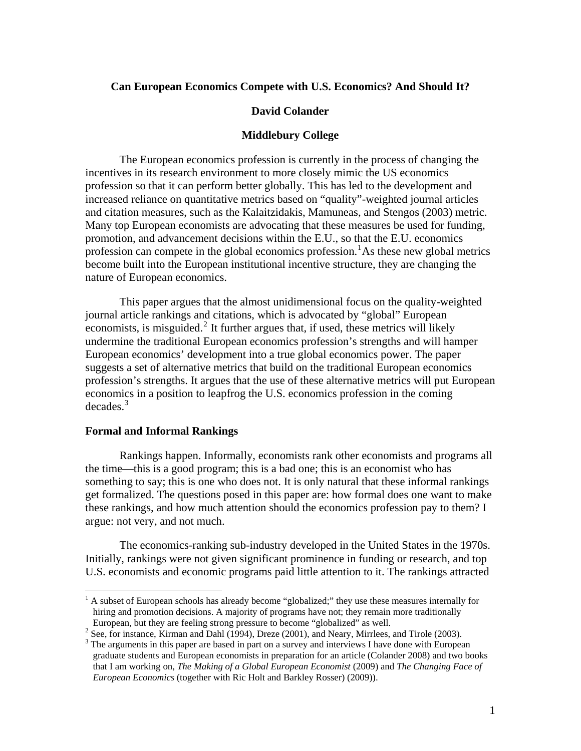# Can European Economics Compete with U.S. Economics? And Should It?

**David Colander**

**Middlebury College**

The European economics profession is currently in the process of changing the incentives in its research environment to more closely mimic the US economics profession so that it can perform better globally. This has led to the development and increased reliance on quantitative metrics based on "quality"-weighted journal articles and citation measures, such as the Kalaitzidakis, Mamuneas, and Stengos (2003) metric. Many top European economists are advocating that these measures be used for funding, promotion, and advancement decisions within the E.U., so that the E.U. economics profession can compete in the global economics profession.[1] As these new global metrics become built into the European institutional incentive structure, they are changing the nature of European economics.

This paper argues that the almost unidimensional focus on the quality-weighted journal article rankings and citations, which is advocated by "global" European economists, is misguided.[2] It further argues that, if used, these metrics will likely undermine the traditional European economics profession's strengths and will hamper European economics' development into a true global economics power. The paper suggests a set of alternative metrics that build on the traditional European economics profession's strengths. It argues that the use of these alternative metrics will put European economics in a position to leapfrog the U.S. economics profession in the coming decades.[3]

## Formal and Informal Rankings

Rankings happen. Informally, economists rank other economists and programs all the time—this is a good program; this is a bad one; this is an economist who has something to say; this is one who does not. It is only natural that these informal rankings get formalized. The questions posed in this paper are: how formal does one want to make these rankings, and how much attention should the economics profession pay to them? I argue: not very, and not much.

The economics-ranking sub-industry developed in the United States in the 1970s. Initially, rankings were not given significant prominence in funding or research, and top U.S. economists and economic programs paid little attention to it. The rankings attracted

---

[1] A subset of European schools has already become "globalized;" they use these measures internally for hiring and promotion decisions. A majority of programs have not; they remain more traditionally European, but they are feeling strong pressure to become "globalized" as well.

[2] See, for instance, Kirman and Dahl (1994), Dreze (2001), and Neary, Mirrlees, and Tirole (2003).

[3] The arguments in this paper are based in part on a survey and interviews I have done with European graduate students and European economists in preparation for an article (Colander 2008) and two books that I am working on, *The Making of a Global European Economist* (2009) and *The Changing Face of European Economics* (together with Ric Holt and Barkley Rosser) (2009)).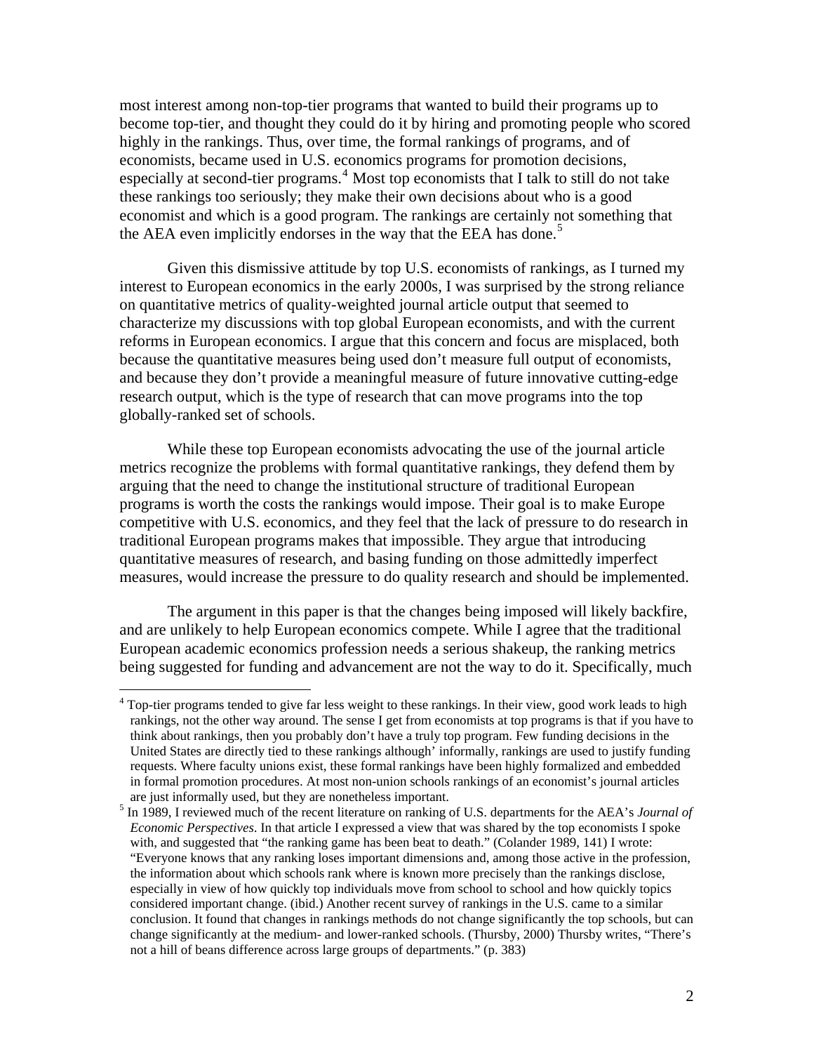most interest among non-top-tier programs that wanted to build their programs up to become top-tier, and thought they could do it by hiring and promoting people who scored highly in the rankings. Thus, over time, the formal rankings of programs, and of economists, became used in U.S. economics programs for promotion decisions, especially at second-tier programs.[4] Most top economists that I talk to still do not take these rankings too seriously; they make their own decisions about who is a good economist and which is a good program. The rankings are certainly not something that the AEA even implicitly endorses in the way that the EEA has done.[5]

Given this dismissive attitude by top U.S. economists of rankings, as I turned my interest to European economics in the early 2000s, I was surprised by the strong reliance on quantitative metrics of quality-weighted journal article output that seemed to characterize my discussions with top global European economists, and with the current reforms in European economics. I argue that this concern and focus are misplaced, both because the quantitative measures being used don't measure full output of economists, and because they don't provide a meaningful measure of future innovative cutting-edge research output, which is the type of research that can move programs into the top globally-ranked set of schools.

While these top European economists advocating the use of the journal article metrics recognize the problems with formal quantitative rankings, they defend them by arguing that the need to change the institutional structure of traditional European programs is worth the costs the rankings would impose. Their goal is to make Europe competitive with U.S. economics, and they feel that the lack of pressure to do research in traditional European programs makes that impossible. They argue that introducing quantitative measures of research, and basing funding on those admittedly imperfect measures, would increase the pressure to do quality research and should be implemented.

The argument in this paper is that the changes being imposed will likely backfire, and are unlikely to help European economics compete. While I agree that the traditional European academic economics profession needs a serious shakeup, the ranking metrics being suggested for funding and advancement are not the way to do it. Specifically, much

[4] Top-tier programs tended to give far less weight to these rankings. In their view, good work leads to high rankings, not the other way around. The sense I get from economists at top programs is that if you have to think about rankings, then you probably don't have a truly top program. Few funding decisions in the United States are directly tied to these rankings although' informally, rankings are used to justify funding requests. Where faculty unions exist, these formal rankings have been highly formalized and embedded in formal promotion procedures. At most non-union schools rankings of an economist's journal articles are just informally used, but they are nonetheless important.

[5] In 1989, I reviewed much of the recent literature on ranking of U.S. departments for the AEA's *Journal of Economic Perspectives*. In that article I expressed a view that was shared by the top economists I spoke with, and suggested that "the ranking game has been beat to death." (Colander 1989, 141) I wrote: "Everyone knows that any ranking loses important dimensions and, among those active in the profession, the information about which schools rank where is known more precisely than the rankings disclose, especially in view of how quickly top individuals move from school to school and how quickly topics considered important change. (ibid.) Another recent survey of rankings in the U.S. came to a similar conclusion. It found that changes in rankings methods do not change significantly the top schools, but can change significantly at the medium- and lower-ranked schools. (Thursby, 2000) Thursby writes, "There's not a hill of beans difference across large groups of departments." (p. 383)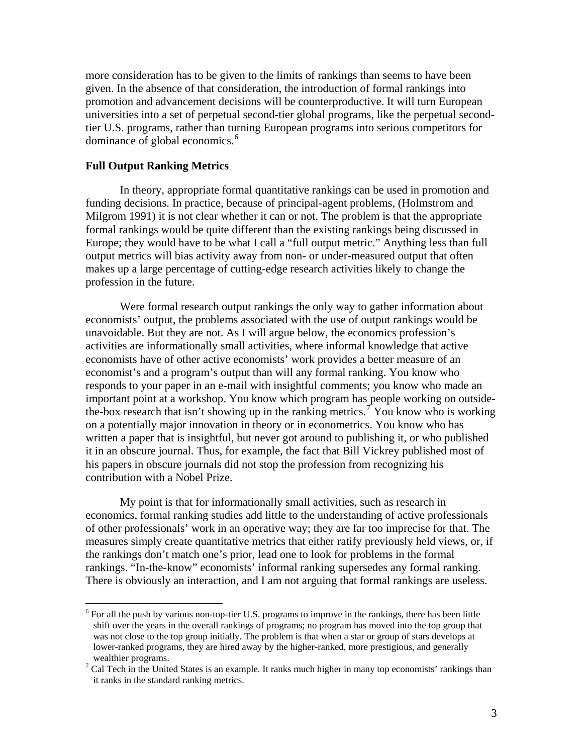more consideration has to be given to the limits of rankings than seems to have been given. In the absence of that consideration, the introduction of formal rankings into promotion and advancement decisions will be counterproductive. It will turn European universities into a set of perpetual second-tier global programs, like the perpetual second-tier U.S. programs, rather than turning European programs into serious competitors for dominance of global economics.[6]

**Full Output Ranking Metrics**

In theory, appropriate formal quantitative rankings can be used in promotion and funding decisions. In practice, because of principal-agent problems, (Holmstrom and Milgrom 1991) it is not clear whether it can or not. The problem is that the appropriate formal rankings would be quite different than the existing rankings being discussed in Europe; they would have to be what I call a "full output metric." Anything less than full output metrics will bias activity away from non- or under-measured output that often makes up a large percentage of cutting-edge research activities likely to change the profession in the future.

Were formal research output rankings the only way to gather information about economists' output, the problems associated with the use of output rankings would be unavoidable. But they are not. As I will argue below, the economics profession's activities are informationally small activities, where informal knowledge that active economists have of other active economists' work provides a better measure of an economist's and a program's output than will any formal ranking. You know who responds to your paper in an e-mail with insightful comments; you know who made an important point at a workshop. You know which program has people working on outside-the-box research that isn't showing up in the ranking metrics.[7] You know who is working on a potentially major innovation in theory or in econometrics. You know who has written a paper that is insightful, but never got around to publishing it, or who published it in an obscure journal. Thus, for example, the fact that Bill Vickrey published most of his papers in obscure journals did not stop the profession from recognizing his contribution with a Nobel Prize.

My point is that for informationally small activities, such as research in economics, formal ranking studies add little to the understanding of active professionals of other professionals' work in an operative way; they are far too imprecise for that. The measures simply create quantitative metrics that either ratify previously held views, or, if the rankings don't match one's prior, lead one to look for problems in the formal rankings. "In-the-know" economists' informal ranking supersedes any formal ranking. There is obviously an interaction, and I am not arguing that formal rankings are useless.

[6] For all the push by various non-top-tier U.S. programs to improve in the rankings, there has been little shift over the years in the overall rankings of programs; no program has moved into the top group that was not close to the top group initially. The problem is that when a star or group of stars develops at lower-ranked programs, they are hired away by the higher-ranked, more prestigious, and generally wealthier programs.

[7] Cal Tech in the United States is an example. It ranks much higher in many top economists' rankings than it ranks in the standard ranking metrics.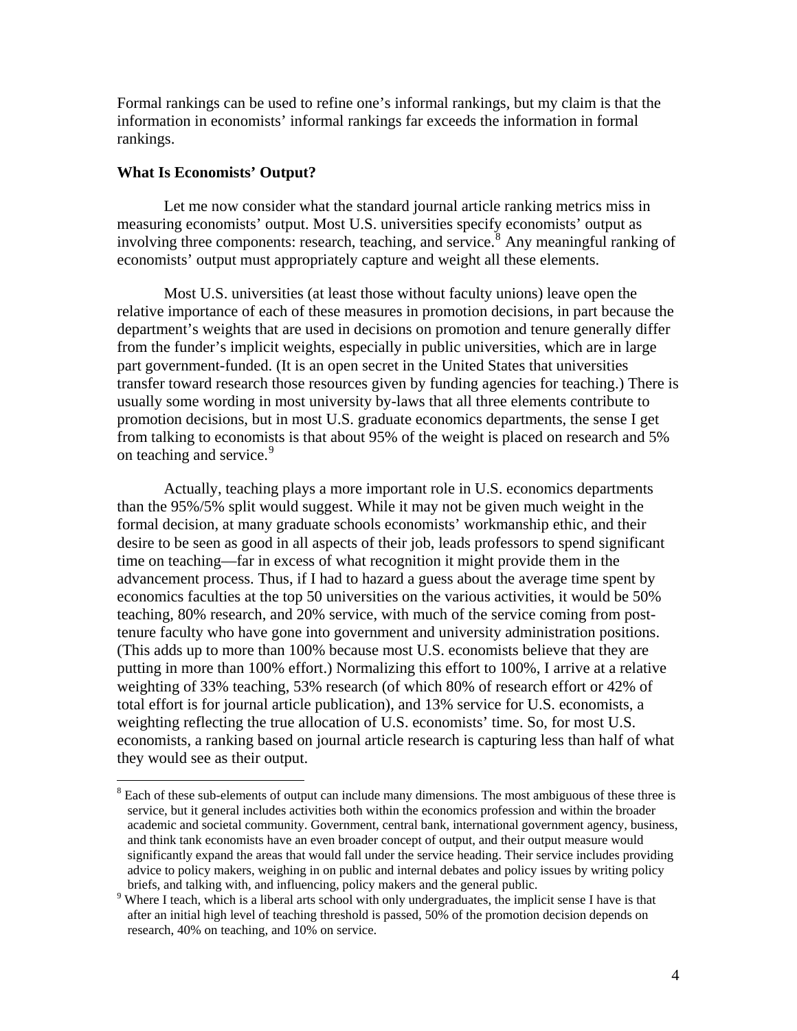Formal rankings can be used to refine one's informal rankings, but my claim is that the information in economists' informal rankings far exceeds the information in formal rankings.

**What Is Economists' Output?**

Let me now consider what the standard journal article ranking metrics miss in measuring economists' output. Most U.S. universities specify economists' output as involving three components: research, teaching, and service.[8] Any meaningful ranking of economists' output must appropriately capture and weight all these elements.

Most U.S. universities (at least those without faculty unions) leave open the relative importance of each of these measures in promotion decisions, in part because the department's weights that are used in decisions on promotion and tenure generally differ from the funder's implicit weights, especially in public universities, which are in large part government-funded. (It is an open secret in the United States that universities transfer toward research those resources given by funding agencies for teaching.) There is usually some wording in most university by-laws that all three elements contribute to promotion decisions, but in most U.S. graduate economics departments, the sense I get from talking to economists is that about 95% of the weight is placed on research and 5% on teaching and service.[9]

Actually, teaching plays a more important role in U.S. economics departments than the 95%/5% split would suggest. While it may not be given much weight in the formal decision, at many graduate schools economists' workmanship ethic, and their desire to be seen as good in all aspects of their job, leads professors to spend significant time on teaching—far in excess of what recognition it might provide them in the advancement process. Thus, if I had to hazard a guess about the average time spent by economics faculties at the top 50 universities on the various activities, it would be 50% teaching, 80% research, and 20% service, with much of the service coming from post-tenure faculty who have gone into government and university administration positions. (This adds up to more than 100% because most U.S. economists believe that they are putting in more than 100% effort.) Normalizing this effort to 100%, I arrive at a relative weighting of 33% teaching, 53% research (of which 80% of research effort or 42% of total effort is for journal article publication), and 13% service for U.S. economists, a weighting reflecting the true allocation of U.S. economists' time. So, for most U.S. economists, a ranking based on journal article research is capturing less than half of what they would see as their output.

---

[8] Each of these sub-elements of output can include many dimensions. The most ambiguous of these three is service, but it general includes activities both within the economics profession and within the broader academic and societal community. Government, central bank, international government agency, business, and think tank economists have an even broader concept of output, and their output measure would significantly expand the areas that would fall under the service heading. Their service includes providing advice to policy makers, weighing in on public and internal debates and policy issues by writing policy briefs, and talking with, and influencing, policy makers and the general public.

[9] Where I teach, which is a liberal arts school with only undergraduates, the implicit sense I have is that after an initial high level of teaching threshold is passed, 50% of the promotion decision depends on research, 40% on teaching, and 10% on service.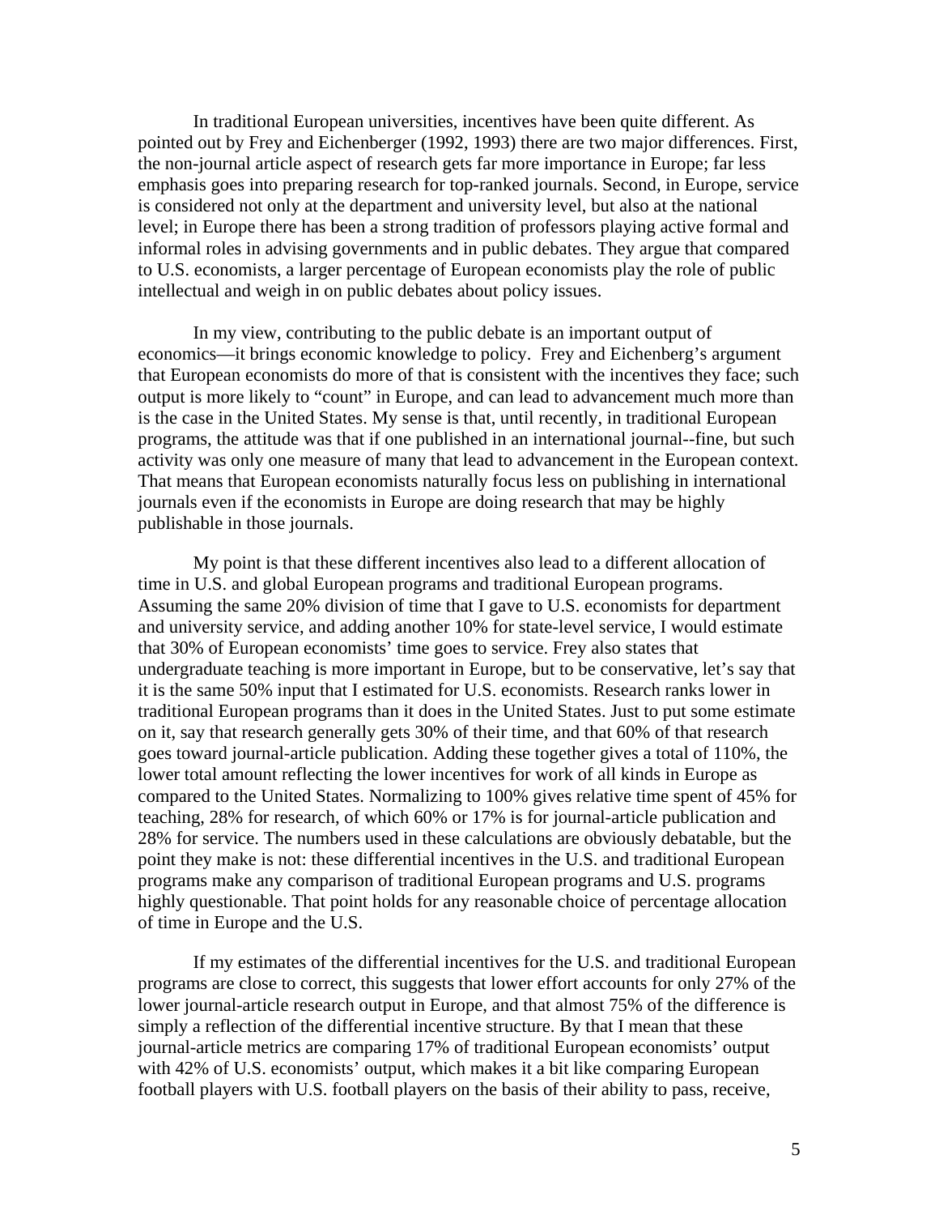In traditional European universities, incentives have been quite different. As pointed out by Frey and Eichenberger (1992, 1993) there are two major differences. First, the non-journal article aspect of research gets far more importance in Europe; far less emphasis goes into preparing research for top-ranked journals. Second, in Europe, service is considered not only at the department and university level, but also at the national level; in Europe there has been a strong tradition of professors playing active formal and informal roles in advising governments and in public debates. They argue that compared to U.S. economists, a larger percentage of European economists play the role of public intellectual and weigh in on public debates about policy issues.

In my view, contributing to the public debate is an important output of economics—it brings economic knowledge to policy. Frey and Eichenberg's argument that European economists do more of that is consistent with the incentives they face; such output is more likely to "count" in Europe, and can lead to advancement much more than is the case in the United States. My sense is that, until recently, in traditional European programs, the attitude was that if one published in an international journal--fine, but such activity was only one measure of many that lead to advancement in the European context. That means that European economists naturally focus less on publishing in international journals even if the economists in Europe are doing research that may be highly publishable in those journals.

My point is that these different incentives also lead to a different allocation of time in U.S. and global European programs and traditional European programs. Assuming the same 20% division of time that I gave to U.S. economists for department and university service, and adding another 10% for state-level service, I would estimate that 30% of European economists' time goes to service. Frey also states that undergraduate teaching is more important in Europe, but to be conservative, let's say that it is the same 50% input that I estimated for U.S. economists. Research ranks lower in traditional European programs than it does in the United States. Just to put some estimate on it, say that research generally gets 30% of their time, and that 60% of that research goes toward journal-article publication. Adding these together gives a total of 110%, the lower total amount reflecting the lower incentives for work of all kinds in Europe as compared to the United States. Normalizing to 100% gives relative time spent of 45% for teaching, 28% for research, of which 60% or 17% is for journal-article publication and 28% for service. The numbers used in these calculations are obviously debatable, but the point they make is not: these differential incentives in the U.S. and traditional European programs make any comparison of traditional European programs and U.S. programs highly questionable. That point holds for any reasonable choice of percentage allocation of time in Europe and the U.S.

If my estimates of the differential incentives for the U.S. and traditional European programs are close to correct, this suggests that lower effort accounts for only 27% of the lower journal-article research output in Europe, and that almost 75% of the difference is simply a reflection of the differential incentive structure. By that I mean that these journal-article metrics are comparing 17% of traditional European economists' output with 42% of U.S. economists' output, which makes it a bit like comparing European football players with U.S. football players on the basis of their ability to pass, receive,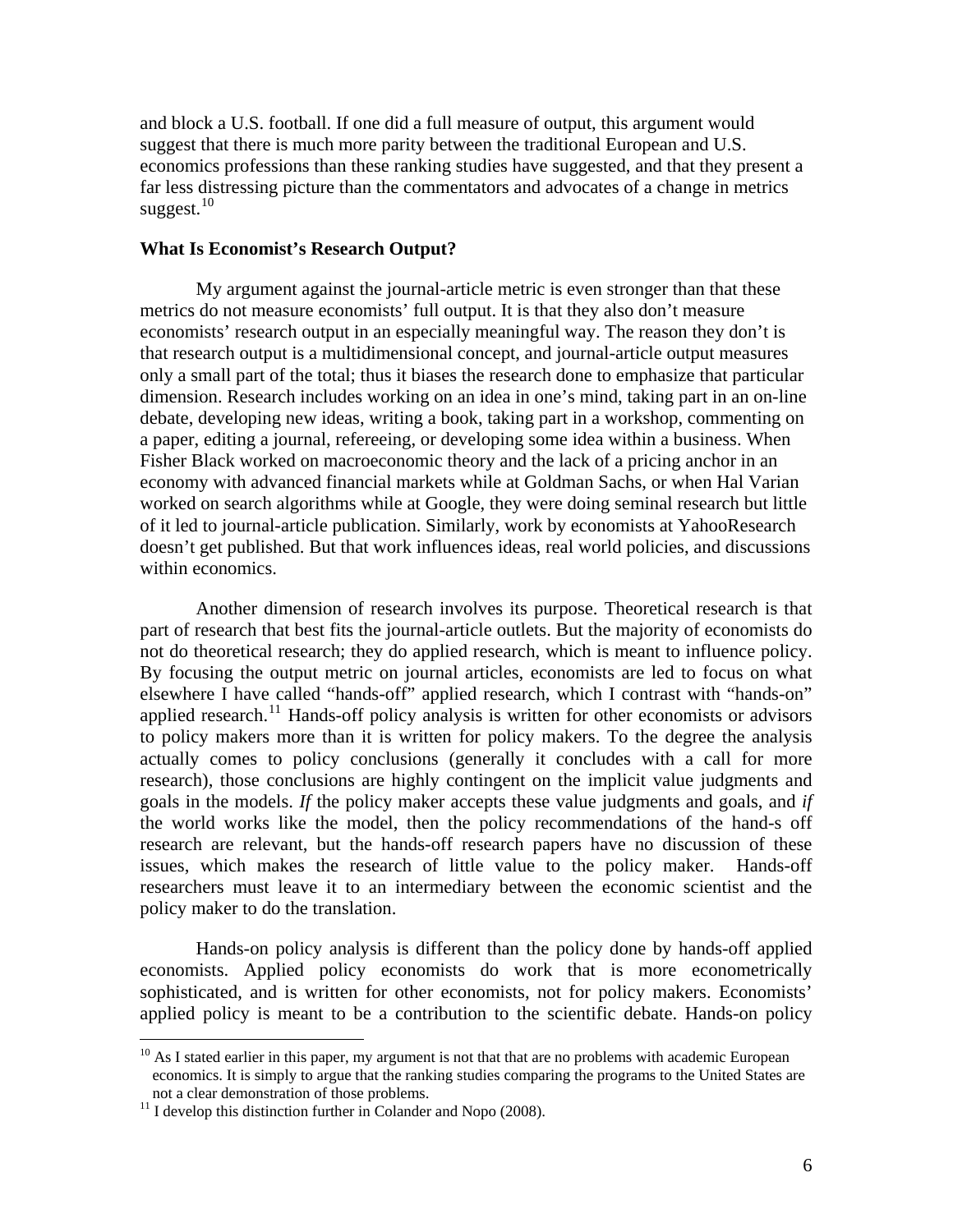and block a U.S. football. If one did a full measure of output, this argument would suggest that there is much more parity between the traditional European and U.S. economics professions than these ranking studies have suggested, and that they present a far less distressing picture than the commentators and advocates of a change in metrics suggest.[10]

**What Is Economist's Research Output?**

My argument against the journal-article metric is even stronger than that these metrics do not measure economists' full output. It is that they also don't measure economists' research output in an especially meaningful way. The reason they don't is that research output is a multidimensional concept, and journal-article output measures only a small part of the total; thus it biases the research done to emphasize that particular dimension. Research includes working on an idea in one's mind, taking part in an on-line debate, developing new ideas, writing a book, taking part in a workshop, commenting on a paper, editing a journal, refereeing, or developing some idea within a business. When Fisher Black worked on macroeconomic theory and the lack of a pricing anchor in an economy with advanced financial markets while at Goldman Sachs, or when Hal Varian worked on search algorithms while at Google, they were doing seminal research but little of it led to journal-article publication. Similarly, work by economists at YahooResearch doesn't get published. But that work influences ideas, real world policies, and discussions within economics.

Another dimension of research involves its purpose. Theoretical research is that part of research that best fits the journal-article outlets. But the majority of economists do not do theoretical research; they do applied research, which is meant to influence policy. By focusing the output metric on journal articles, economists are led to focus on what elsewhere I have called "hands-off" applied research, which I contrast with "hands-on" applied research.[11] Hands-off policy analysis is written for other economists or advisors to policy makers more than it is written for policy makers. To the degree the analysis actually comes to policy conclusions (generally it concludes with a call for more research), those conclusions are highly contingent on the implicit value judgments and goals in the models. *If* the policy maker accepts these value judgments and goals, and *if* the world works like the model, then the policy recommendations of the hand-s off research are relevant, but the hands-off research papers have no discussion of these issues, which makes the research of little value to the policy maker. Hands-off researchers must leave it to an intermediary between the economic scientist and the policy maker to do the translation.

Hands-on policy analysis is different than the policy done by hands-off applied economists. Applied policy economists do work that is more econometrically sophisticated, and is written for other economists, not for policy makers. Economists' applied policy is meant to be a contribution to the scientific debate. Hands-on policy

[10] As I stated earlier in this paper, my argument is not that that are no problems with academic European economics. It is simply to argue that the ranking studies comparing the programs to the United States are not a clear demonstration of those problems.

[11] I develop this distinction further in Colander and Nopo (2008).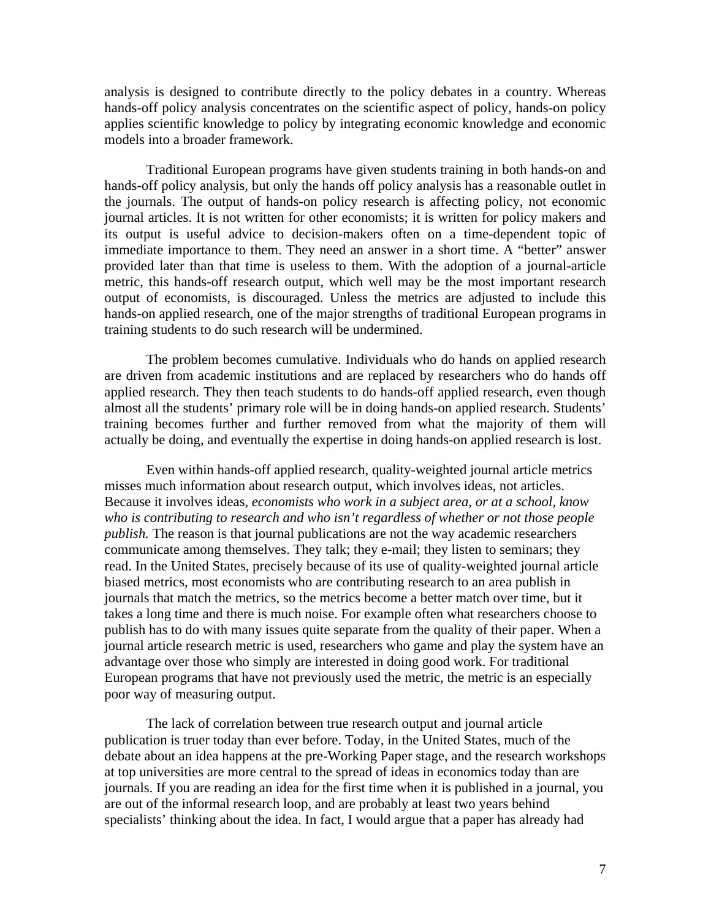analysis is designed to contribute directly to the policy debates in a country. Whereas hands-off policy analysis concentrates on the scientific aspect of policy, hands-on policy applies scientific knowledge to policy by integrating economic knowledge and economic models into a broader framework.

Traditional European programs have given students training in both hands-on and hands-off policy analysis, but only the hands off policy analysis has a reasonable outlet in the journals. The output of hands-on policy research is affecting policy, not economic journal articles. It is not written for other economists; it is written for policy makers and its output is useful advice to decision-makers often on a time-dependent topic of immediate importance to them. They need an answer in a short time. A "better" answer provided later than that time is useless to them. With the adoption of a journal-article metric, this hands-off research output, which well may be the most important research output of economists, is discouraged. Unless the metrics are adjusted to include this hands-on applied research, one of the major strengths of traditional European programs in training students to do such research will be undermined.

The problem becomes cumulative. Individuals who do hands on applied research are driven from academic institutions and are replaced by researchers who do hands off applied research. They then teach students to do hands-off applied research, even though almost all the students' primary role will be in doing hands-on applied research. Students' training becomes further and further removed from what the majority of them will actually be doing, and eventually the expertise in doing hands-on applied research is lost.

Even within hands-off applied research, quality-weighted journal article metrics misses much information about research output, which involves ideas, not articles. Because it involves ideas, *economists who work in a subject area, or at a school, know who is contributing to research and who isn't regardless of whether or not those people publish.* The reason is that journal publications are not the way academic researchers communicate among themselves. They talk; they e-mail; they listen to seminars; they read. In the United States, precisely because of its use of quality-weighted journal article biased metrics, most economists who are contributing research to an area publish in journals that match the metrics, so the metrics become a better match over time, but it takes a long time and there is much noise. For example often what researchers choose to publish has to do with many issues quite separate from the quality of their paper. When a journal article research metric is used, researchers who game and play the system have an advantage over those who simply are interested in doing good work. For traditional European programs that have not previously used the metric, the metric is an especially poor way of measuring output.

The lack of correlation between true research output and journal article publication is truer today than ever before. Today, in the United States, much of the debate about an idea happens at the pre-Working Paper stage, and the research workshops at top universities are more central to the spread of ideas in economics today than are journals. If you are reading an idea for the first time when it is published in a journal, you are out of the informal research loop, and are probably at least two years behind specialists' thinking about the idea. In fact, I would argue that a paper has already had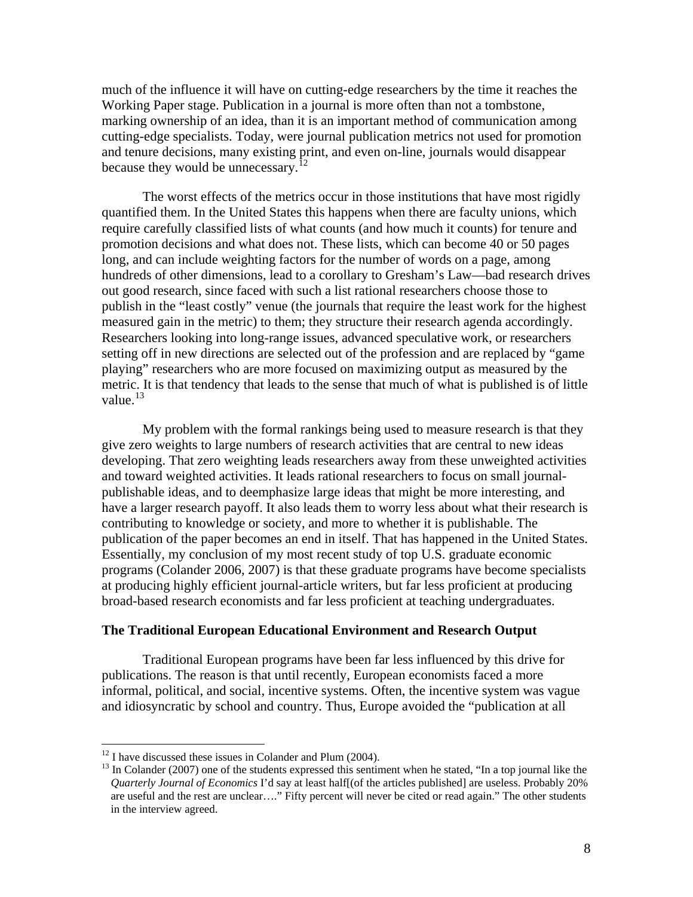much of the influence it will have on cutting-edge researchers by the time it reaches the Working Paper stage. Publication in a journal is more often than not a tombstone, marking ownership of an idea, than it is an important method of communication among cutting-edge specialists. Today, were journal publication metrics not used for promotion and tenure decisions, many existing print, and even on-line, journals would disappear because they would be unnecessary.[12]

The worst effects of the metrics occur in those institutions that have most rigidly quantified them. In the United States this happens when there are faculty unions, which require carefully classified lists of what counts (and how much it counts) for tenure and promotion decisions and what does not. These lists, which can become 40 or 50 pages long, and can include weighting factors for the number of words on a page, among hundreds of other dimensions, lead to a corollary to Gresham's Law—bad research drives out good research, since faced with such a list rational researchers choose those to publish in the "least costly" venue (the journals that require the least work for the highest measured gain in the metric) to them; they structure their research agenda accordingly. Researchers looking into long-range issues, advanced speculative work, or researchers setting off in new directions are selected out of the profession and are replaced by "game playing" researchers who are more focused on maximizing output as measured by the metric. It is that tendency that leads to the sense that much of what is published is of little value.[13]

My problem with the formal rankings being used to measure research is that they give zero weights to large numbers of research activities that are central to new ideas developing. That zero weighting leads researchers away from these unweighted activities and toward weighted activities. It leads rational researchers to focus on small journal-publishable ideas, and to deemphasize large ideas that might be more interesting, and have a larger research payoff. It also leads them to worry less about what their research is contributing to knowledge or society, and more to whether it is publishable. The publication of the paper becomes an end in itself. That has happened in the United States. Essentially, my conclusion of my most recent study of top U.S. graduate economic programs (Colander 2006, 2007) is that these graduate programs have become specialists at producing highly efficient journal-article writers, but far less proficient at producing broad-based research economists and far less proficient at teaching undergraduates.

**The Traditional European Educational Environment and Research Output**

Traditional European programs have been far less influenced by this drive for publications. The reason is that until recently, European economists faced a more informal, political, and social, incentive systems. Often, the incentive system was vague and idiosyncratic by school and country. Thus, Europe avoided the "publication at all

---

[12] I have discussed these issues in Colander and Plum (2004).

[13] In Colander (2007) one of the students expressed this sentiment when he stated, "In a top journal like the *Quarterly Journal of Economics* I'd say at least half[(of the articles published] are useless. Probably 20% are useful and the rest are unclear…." Fifty percent will never be cited or read again." The other students in the interview agreed.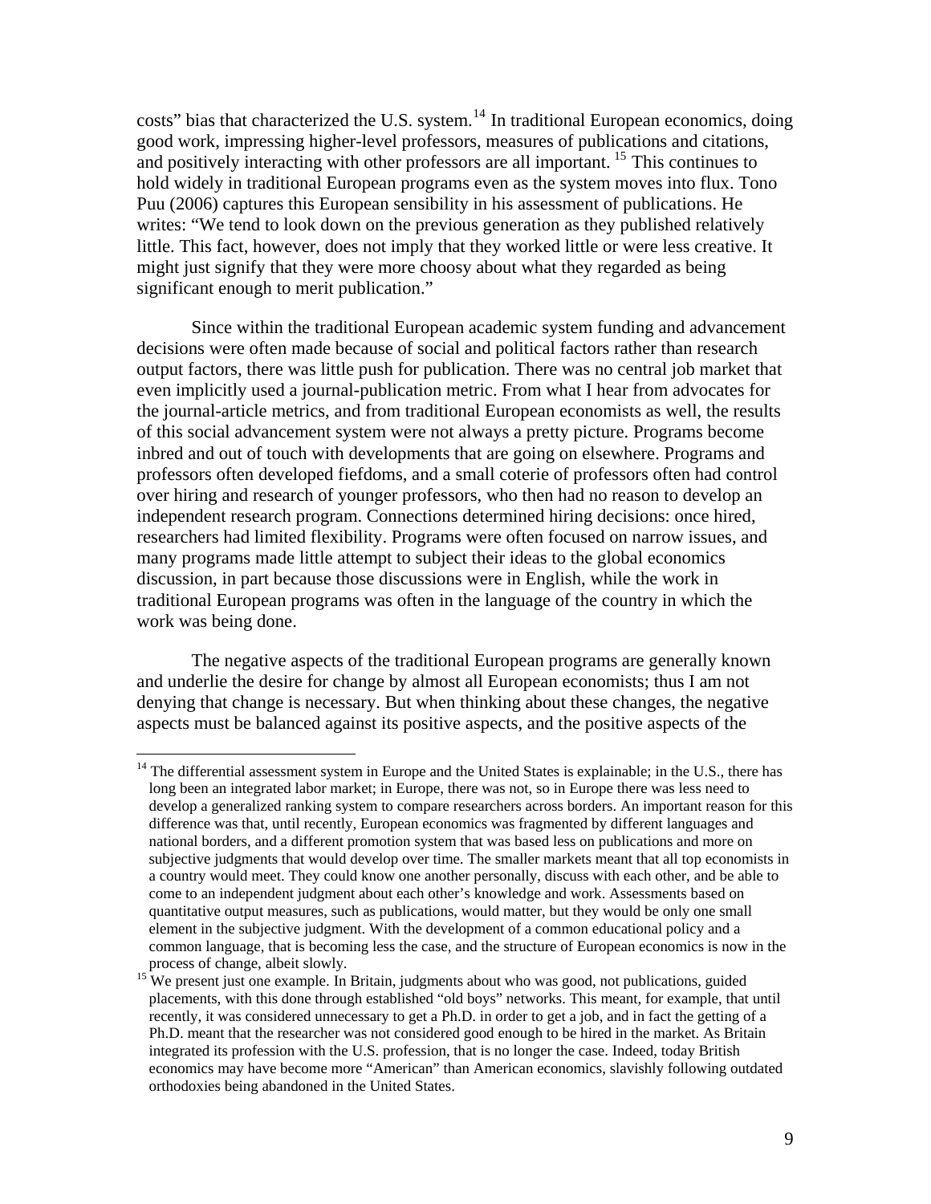costs" bias that characterized the U.S. system.[14] In traditional European economics, doing good work, impressing higher-level professors, measures of publications and citations, and positively interacting with other professors are all important. [15] This continues to hold widely in traditional European programs even as the system moves into flux. Tono Puu (2006) captures this European sensibility in his assessment of publications. He writes: "We tend to look down on the previous generation as they published relatively little. This fact, however, does not imply that they worked little or were less creative. It might just signify that they were more choosy about what they regarded as being significant enough to merit publication."

Since within the traditional European academic system funding and advancement decisions were often made because of social and political factors rather than research output factors, there was little push for publication. There was no central job market that even implicitly used a journal-publication metric. From what I hear from advocates for the journal-article metrics, and from traditional European economists as well, the results of this social advancement system were not always a pretty picture. Programs become inbred and out of touch with developments that are going on elsewhere. Programs and professors often developed fiefdoms, and a small coterie of professors often had control over hiring and research of younger professors, who then had no reason to develop an independent research program. Connections determined hiring decisions: once hired, researchers had limited flexibility. Programs were often focused on narrow issues, and many programs made little attempt to subject their ideas to the global economics discussion, in part because those discussions were in English, while the work in traditional European programs was often in the language of the country in which the work was being done.

The negative aspects of the traditional European programs are generally known and underlie the desire for change by almost all European economists; thus I am not denying that change is necessary. But when thinking about these changes, the negative aspects must be balanced against its positive aspects, and the positive aspects of the

---

[14] The differential assessment system in Europe and the United States is explainable; in the U.S., there has long been an integrated labor market; in Europe, there was not, so in Europe there was less need to develop a generalized ranking system to compare researchers across borders. An important reason for this difference was that, until recently, European economics was fragmented by different languages and national borders, and a different promotion system that was based less on publications and more on subjective judgments that would develop over time. The smaller markets meant that all top economists in a country would meet. They could know one another personally, discuss with each other, and be able to come to an independent judgment about each other's knowledge and work. Assessments based on quantitative output measures, such as publications, would matter, but they would be only one small element in the subjective judgment. With the development of a common educational policy and a common language, that is becoming less the case, and the structure of European economics is now in the process of change, albeit slowly.

[15] We present just one example. In Britain, judgments about who was good, not publications, guided placements, with this done through established "old boys" networks. This meant, for example, that until recently, it was considered unnecessary to get a Ph.D. in order to get a job, and in fact the getting of a Ph.D. meant that the researcher was not considered good enough to be hired in the market. As Britain integrated its profession with the U.S. profession, that is no longer the case. Indeed, today British economics may have become more "American" than American economics, slavishly following outdated orthodoxies being abandoned in the United States.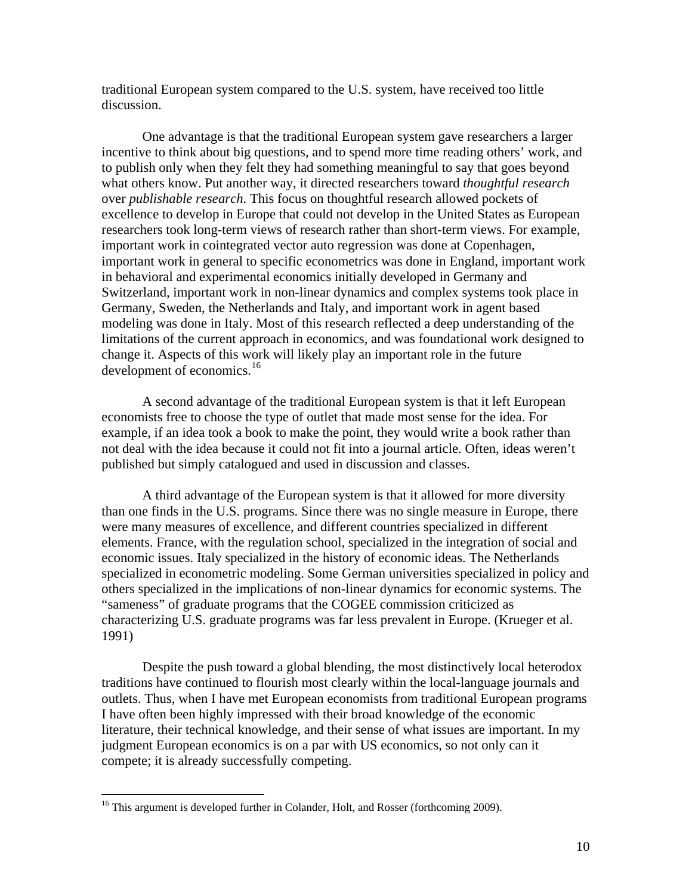traditional European system compared to the U.S. system, have received too little discussion.

One advantage is that the traditional European system gave researchers a larger incentive to think about big questions, and to spend more time reading others' work, and to publish only when they felt they had something meaningful to say that goes beyond what others know. Put another way, it directed researchers toward *thoughtful research* over *publishable research*. This focus on thoughtful research allowed pockets of excellence to develop in Europe that could not develop in the United States as European researchers took long-term views of research rather than short-term views. For example, important work in cointegrated vector auto regression was done at Copenhagen, important work in general to specific econometrics was done in England, important work in behavioral and experimental economics initially developed in Germany and Switzerland, important work in non-linear dynamics and complex systems took place in Germany, Sweden, the Netherlands and Italy, and important work in agent based modeling was done in Italy. Most of this research reflected a deep understanding of the limitations of the current approach in economics, and was foundational work designed to change it. Aspects of this work will likely play an important role in the future development of economics.[16]

A second advantage of the traditional European system is that it left European economists free to choose the type of outlet that made most sense for the idea. For example, if an idea took a book to make the point, they would write a book rather than not deal with the idea because it could not fit into a journal article. Often, ideas weren't published but simply catalogued and used in discussion and classes.

A third advantage of the European system is that it allowed for more diversity than one finds in the U.S. programs. Since there was no single measure in Europe, there were many measures of excellence, and different countries specialized in different elements. France, with the regulation school, specialized in the integration of social and economic issues. Italy specialized in the history of economic ideas. The Netherlands specialized in econometric modeling. Some German universities specialized in policy and others specialized in the implications of non-linear dynamics for economic systems. The "sameness" of graduate programs that the COGEE commission criticized as characterizing U.S. graduate programs was far less prevalent in Europe. (Krueger et al. 1991)

Despite the push toward a global blending, the most distinctively local heterodox traditions have continued to flourish most clearly within the local-language journals and outlets. Thus, when I have met European economists from traditional European programs I have often been highly impressed with their broad knowledge of the economic literature, their technical knowledge, and their sense of what issues are important. In my judgment European economics is on a par with US economics, so not only can it compete; it is already successfully competing.

---

[16] This argument is developed further in Colander, Holt, and Rosser (forthcoming 2009).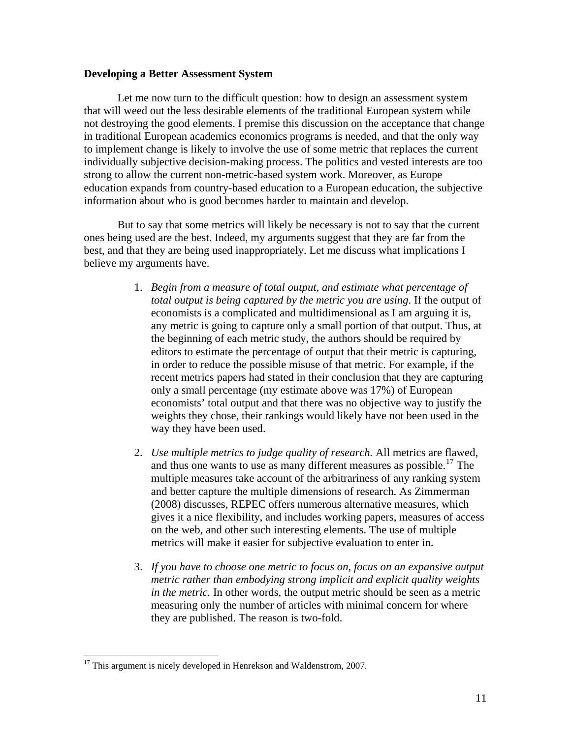**Developing a Better Assessment System**

Let me now turn to the difficult question: how to design an assessment system that will weed out the less desirable elements of the traditional European system while not destroying the good elements. I premise this discussion on the acceptance that change in traditional European academics economics programs is needed, and that the only way to implement change is likely to involve the use of some metric that replaces the current individually subjective decision-making process. The politics and vested interests are too strong to allow the current non-metric-based system work. Moreover, as Europe education expands from country-based education to a European education, the subjective information about who is good becomes harder to maintain and develop.

But to say that some metrics will likely be necessary is not to say that the current ones being used are the best. Indeed, my arguments suggest that they are far from the best, and that they are being used inappropriately. Let me discuss what implications I believe my arguments have.

1. *Begin from a measure of total output, and estimate what percentage of total output is being captured by the metric you are using*. If the output of economists is a complicated and multidimensional as I am arguing it is, any metric is going to capture only a small portion of that output. Thus, at the beginning of each metric study, the authors should be required by editors to estimate the percentage of output that their metric is capturing, in order to reduce the possible misuse of that metric. For example, if the recent metrics papers had stated in their conclusion that they are capturing only a small percentage (my estimate above was 17%) of European economists' total output and that there was no objective way to justify the weights they chose, their rankings would likely have not been used in the way they have been used.

2. *Use multiple metrics to judge quality of research.* All metrics are flawed, and thus one wants to use as many different measures as possible.[17] The multiple measures take account of the arbitrariness of any ranking system and better capture the multiple dimensions of research. As Zimmerman (2008) discusses, REPEC offers numerous alternative measures, which gives it a nice flexibility, and includes working papers, measures of access on the web, and other such interesting elements. The use of multiple metrics will make it easier for subjective evaluation to enter in.

3. *If you have to choose one metric to focus on, focus on an expansive output metric rather than embodying strong implicit and explicit quality weights in the metric.* In other words, the output metric should be seen as a metric measuring only the number of articles with minimal concern for where they are published. The reason is two-fold.

[17] This argument is nicely developed in Henrekson and Waldenstrom, 2007.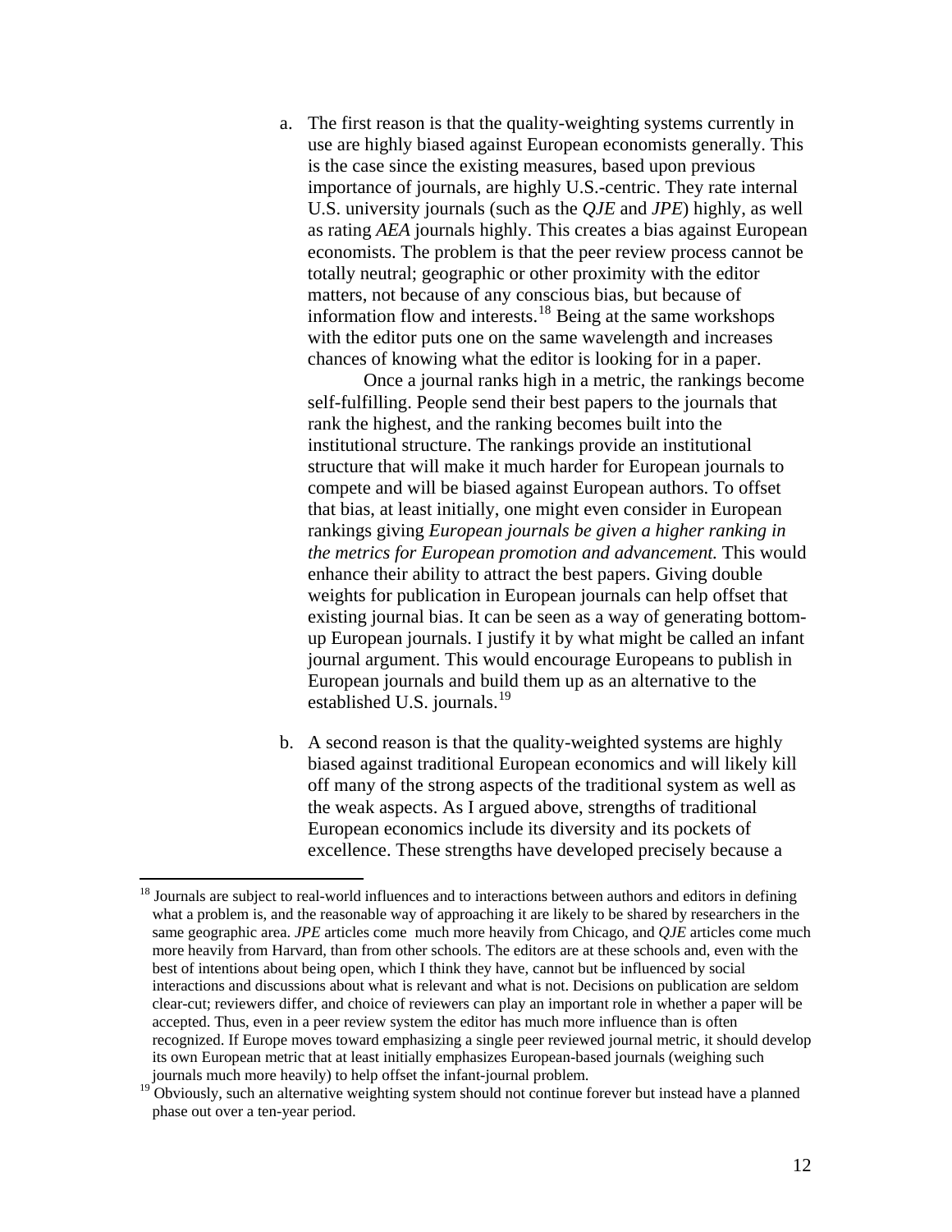a. The first reason is that the quality-weighting systems currently in use are highly biased against European economists generally. This is the case since the existing measures, based upon previous importance of journals, are highly U.S.-centric. They rate internal U.S. university journals (such as the *QJE* and *JPE*) highly, as well as rating *AEA* journals highly. This creates a bias against European economists. The problem is that the peer review process cannot be totally neutral; geographic or other proximity with the editor matters, not because of any conscious bias, but because of information flow and interests.[18] Being at the same workshops with the editor puts one on the same wavelength and increases chances of knowing what the editor is looking for in a paper.

   Once a journal ranks high in a metric, the rankings become self-fulfilling. People send their best papers to the journals that rank the highest, and the ranking becomes built into the institutional structure. The rankings provide an institutional structure that will make it much harder for European journals to compete and will be biased against European authors. To offset that bias, at least initially, one might even consider in European rankings giving *European journals be given a higher ranking in the metrics for European promotion and advancement.* This would enhance their ability to attract the best papers. Giving double weights for publication in European journals can help offset that existing journal bias. It can be seen as a way of generating bottom-up European journals. I justify it by what might be called an infant journal argument. This would encourage Europeans to publish in European journals and build them up as an alternative to the established U.S. journals.[19]

b. A second reason is that the quality-weighted systems are highly biased against traditional European economics and will likely kill off many of the strong aspects of the traditional system as well as the weak aspects. As I argued above, strengths of traditional European economics include its diversity and its pockets of excellence. These strengths have developed precisely because a

---

[18] Journals are subject to real-world influences and to interactions between authors and editors in defining what a problem is, and the reasonable way of approaching it are likely to be shared by researchers in the same geographic area. *JPE* articles come much more heavily from Chicago, and *QJE* articles come much more heavily from Harvard, than from other schools. The editors are at these schools and, even with the best of intentions about being open, which I think they have, cannot but be influenced by social interactions and discussions about what is relevant and what is not. Decisions on publication are seldom clear-cut; reviewers differ, and choice of reviewers can play an important role in whether a paper will be accepted. Thus, even in a peer review system the editor has much more influence than is often recognized. If Europe moves toward emphasizing a single peer reviewed journal metric, it should develop its own European metric that at least initially emphasizes European-based journals (weighing such journals much more heavily) to help offset the infant-journal problem.

[19] Obviously, such an alternative weighting system should not continue forever but instead have a planned phase out over a ten-year period.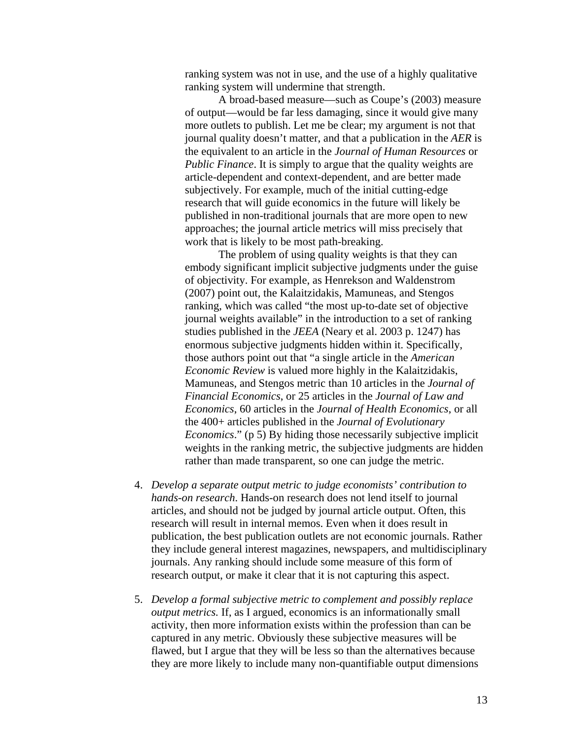ranking system was not in use, and the use of a highly qualitative ranking system will undermine that strength.

A broad-based measure—such as Coupe's (2003) measure of output—would be far less damaging, since it would give many more outlets to publish. Let me be clear; my argument is not that journal quality doesn't matter, and that a publication in the *AER* is the equivalent to an article in the *Journal of Human Resources* or *Public Finance*. It is simply to argue that the quality weights are article-dependent and context-dependent, and are better made subjectively. For example, much of the initial cutting-edge research that will guide economics in the future will likely be published in non-traditional journals that are more open to new approaches; the journal article metrics will miss precisely that work that is likely to be most path-breaking.

The problem of using quality weights is that they can embody significant implicit subjective judgments under the guise of objectivity. For example, as Henrekson and Waldenstrom (2007) point out, the Kalaitzidakis, Mamuneas, and Stengos ranking, which was called "the most up-to-date set of objective journal weights available" in the introduction to a set of ranking studies published in the *JEEA* (Neary et al. 2003 p. 1247) has enormous subjective judgments hidden within it. Specifically, those authors point out that "a single article in the *American Economic Review* is valued more highly in the Kalaitzidakis, Mamuneas, and Stengos metric than 10 articles in the *Journal of Financial Economics*, or 25 articles in the *Journal of Law and Economics*, 60 articles in the *Journal of Health Economics*, or all the 400+ articles published in the *Journal of Evolutionary Economics*." (p 5) By hiding those necessarily subjective implicit weights in the ranking metric, the subjective judgments are hidden rather than made transparent, so one can judge the metric.

4. *Develop a separate output metric to judge economists' contribution to hands-on research.* Hands-on research does not lend itself to journal articles, and should not be judged by journal article output. Often, this research will result in internal memos. Even when it does result in publication, the best publication outlets are not economic journals. Rather they include general interest magazines, newspapers, and multidisciplinary journals. Any ranking should include some measure of this form of research output, or make it clear that it is not capturing this aspect.

5. *Develop a formal subjective metric to complement and possibly replace output metrics.* If, as I argued, economics is an informationally small activity, then more information exists within the profession than can be captured in any metric. Obviously these subjective measures will be flawed, but I argue that they will be less so than the alternatives because they are more likely to include many non-quantifiable output dimensions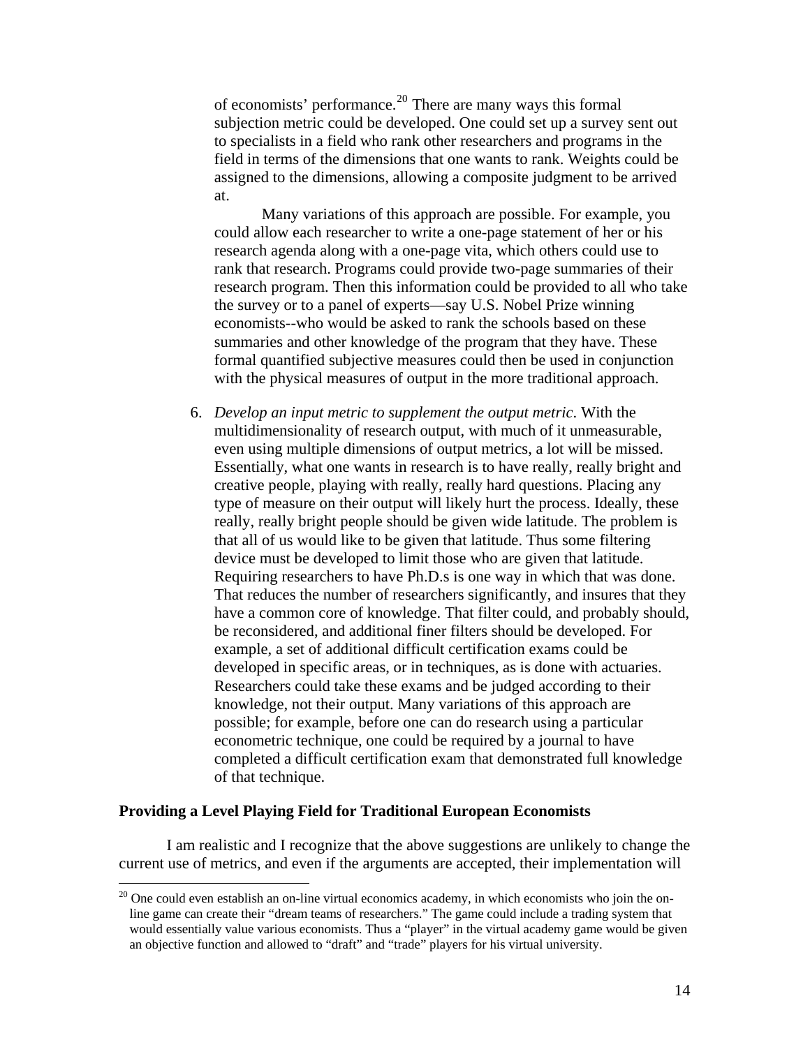of economists' performance.[20] There are many ways this formal subjection metric could be developed. One could set up a survey sent out to specialists in a field who rank other researchers and programs in the field in terms of the dimensions that one wants to rank. Weights could be assigned to the dimensions, allowing a composite judgment to be arrived at.

Many variations of this approach are possible. For example, you could allow each researcher to write a one-page statement of her or his research agenda along with a one-page vita, which others could use to rank that research. Programs could provide two-page summaries of their research program. Then this information could be provided to all who take the survey or to a panel of experts—say U.S. Nobel Prize winning economists--who would be asked to rank the schools based on these summaries and other knowledge of the program that they have. These formal quantified subjective measures could then be used in conjunction with the physical measures of output in the more traditional approach.

6. *Develop an input metric to supplement the output metric*. With the multidimensionality of research output, with much of it unmeasurable, even using multiple dimensions of output metrics, a lot will be missed. Essentially, what one wants in research is to have really, really bright and creative people, playing with really, really hard questions. Placing any type of measure on their output will likely hurt the process. Ideally, these really, really bright people should be given wide latitude. The problem is that all of us would like to be given that latitude. Thus some filtering device must be developed to limit those who are given that latitude. Requiring researchers to have Ph.D.s is one way in which that was done. That reduces the number of researchers significantly, and insures that they have a common core of knowledge. That filter could, and probably should, be reconsidered, and additional finer filters should be developed. For example, a set of additional difficult certification exams could be developed in specific areas, or in techniques, as is done with actuaries. Researchers could take these exams and be judged according to their knowledge, not their output. Many variations of this approach are possible; for example, before one can do research using a particular econometric technique, one could be required by a journal to have completed a difficult certification exam that demonstrated full knowledge of that technique.

### Providing a Level Playing Field for Traditional European Economists

I am realistic and I recognize that the above suggestions are unlikely to change the current use of metrics, and even if the arguments are accepted, their implementation will

---

[20] One could even establish an on-line virtual economics academy, in which economists who join the on-line game can create their "dream teams of researchers." The game could include a trading system that would essentially value various economists. Thus a "player" in the virtual academy game would be given an objective function and allowed to "draft" and "trade" players for his virtual university.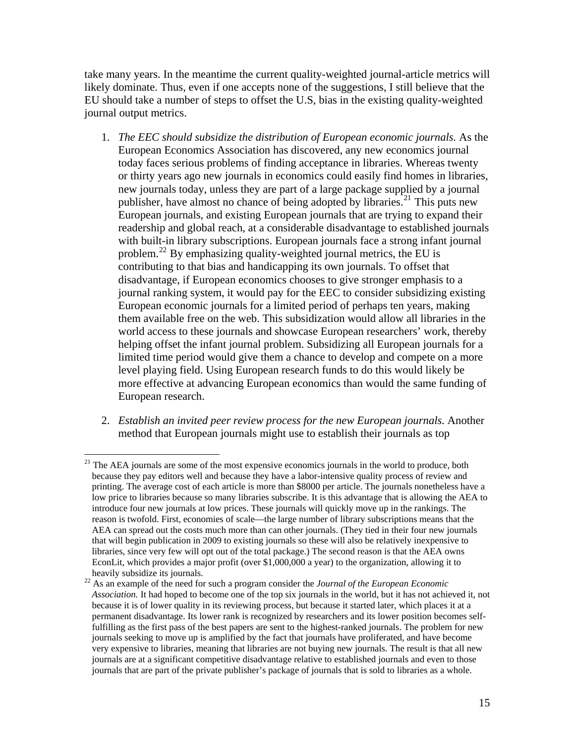take many years. In the meantime the current quality-weighted journal-article metrics will likely dominate. Thus, even if one accepts none of the suggestions, I still believe that the EU should take a number of steps to offset the U.S, bias in the existing quality-weighted journal output metrics.

1. *The EEC should subsidize the distribution of European economic journals.* As the European Economics Association has discovered, any new economics journal today faces serious problems of finding acceptance in libraries. Whereas twenty or thirty years ago new journals in economics could easily find homes in libraries, new journals today, unless they are part of a large package supplied by a journal publisher, have almost no chance of being adopted by libraries.[21] This puts new European journals, and existing European journals that are trying to expand their readership and global reach, at a considerable disadvantage to established journals with built-in library subscriptions. European journals face a strong infant journal problem.[22] By emphasizing quality-weighted journal metrics, the EU is contributing to that bias and handicapping its own journals. To offset that disadvantage, if European economics chooses to give stronger emphasis to a journal ranking system, it would pay for the EEC to consider subsidizing existing European economic journals for a limited period of perhaps ten years, making them available free on the web. This subsidization would allow all libraries in the world access to these journals and showcase European researchers' work, thereby helping offset the infant journal problem. Subsidizing all European journals for a limited time period would give them a chance to develop and compete on a more level playing field. Using European research funds to do this would likely be more effective at advancing European economics than would the same funding of European research.

2. *Establish an invited peer review process for the new European journals.* Another method that European journals might use to establish their journals as top

---

[21] The AEA journals are some of the most expensive economics journals in the world to produce, both because they pay editors well and because they have a labor-intensive quality process of review and printing. The average cost of each article is more than $8000 per article. The journals nonetheless have a low price to libraries because so many libraries subscribe. It is this advantage that is allowing the AEA to introduce four new journals at low prices. These journals will quickly move up in the rankings. The reason is twofold. First, economies of scale—the large number of library subscriptions means that the AEA can spread out the costs much more than can other journals. (They tied in their four new journals that will begin publication in 2009 to existing journals so these will also be relatively inexpensive to libraries, since very few will opt out of the total package.) The second reason is that the AEA owns EconLit, which provides a major profit (over $1,000,000 a year) to the organization, allowing it to heavily subsidize its journals.

[22] As an example of the need for such a program consider the *Journal of the European Economic Association.* It had hoped to become one of the top six journals in the world, but it has not achieved it, not because it is of lower quality in its reviewing process, but because it started later, which places it at a permanent disadvantage. Its lower rank is recognized by researchers and its lower position becomes self-fulfilling as the first pass of the best papers are sent to the highest-ranked journals. The problem for new journals seeking to move up is amplified by the fact that journals have proliferated, and have become very expensive to libraries, meaning that libraries are not buying new journals. The result is that all new journals are at a significant competitive disadvantage relative to established journals and even to those journals that are part of the private publisher's package of journals that is sold to libraries as a whole.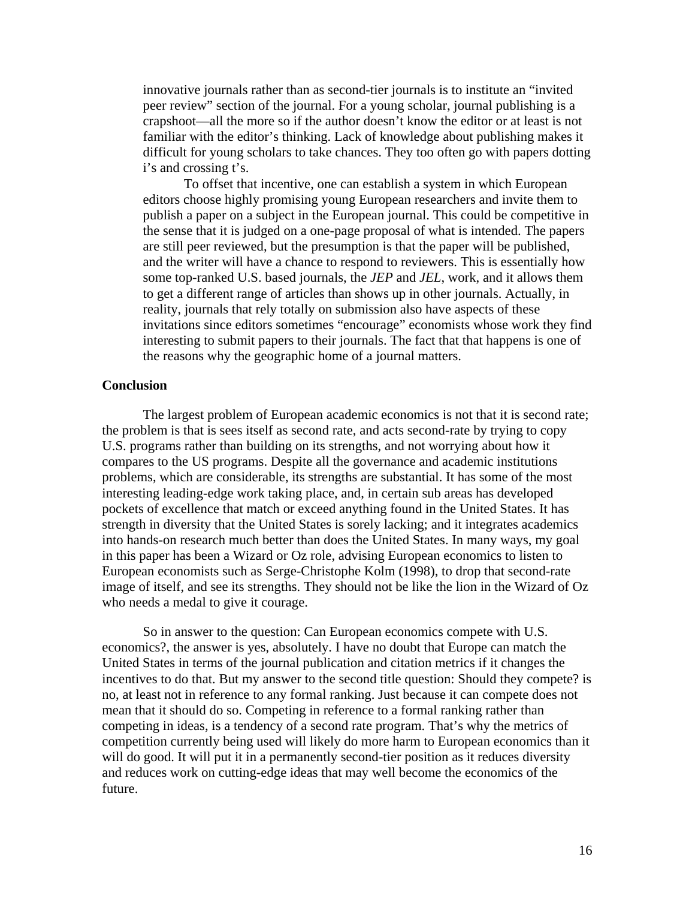innovative journals rather than as second-tier journals is to institute an "invited peer review" section of the journal. For a young scholar, journal publishing is a crapshoot—all the more so if the author doesn't know the editor or at least is not familiar with the editor's thinking. Lack of knowledge about publishing makes it difficult for young scholars to take chances. They too often go with papers dotting i's and crossing t's.

To offset that incentive, one can establish a system in which European editors choose highly promising young European researchers and invite them to publish a paper on a subject in the European journal. This could be competitive in the sense that it is judged on a one-page proposal of what is intended. The papers are still peer reviewed, but the presumption is that the paper will be published, and the writer will have a chance to respond to reviewers. This is essentially how some top-ranked U.S. based journals, the *JEP* and *JEL*, work, and it allows them to get a different range of articles than shows up in other journals. Actually, in reality, journals that rely totally on submission also have aspects of these invitations since editors sometimes "encourage" economists whose work they find interesting to submit papers to their journals. The fact that that happens is one of the reasons why the geographic home of a journal matters.

**Conclusion**

The largest problem of European academic economics is not that it is second rate; the problem is that is sees itself as second rate, and acts second-rate by trying to copy U.S. programs rather than building on its strengths, and not worrying about how it compares to the US programs. Despite all the governance and academic institutions problems, which are considerable, its strengths are substantial. It has some of the most interesting leading-edge work taking place, and, in certain sub areas has developed pockets of excellence that match or exceed anything found in the United States. It has strength in diversity that the United States is sorely lacking; and it integrates academics into hands-on research much better than does the United States. In many ways, my goal in this paper has been a Wizard or Oz role, advising European economics to listen to European economists such as Serge-Christophe Kolm (1998), to drop that second-rate image of itself, and see its strengths. They should not be like the lion in the Wizard of Oz who needs a medal to give it courage.

So in answer to the question: Can European economics compete with U.S. economics?, the answer is yes, absolutely. I have no doubt that Europe can match the United States in terms of the journal publication and citation metrics if it changes the incentives to do that. But my answer to the second title question: Should they compete? is no, at least not in reference to any formal ranking. Just because it can compete does not mean that it should do so. Competing in reference to a formal ranking rather than competing in ideas, is a tendency of a second rate program. That's why the metrics of competition currently being used will likely do more harm to European economics than it will do good. It will put it in a permanently second-tier position as it reduces diversity and reduces work on cutting-edge ideas that may well become the economics of the future.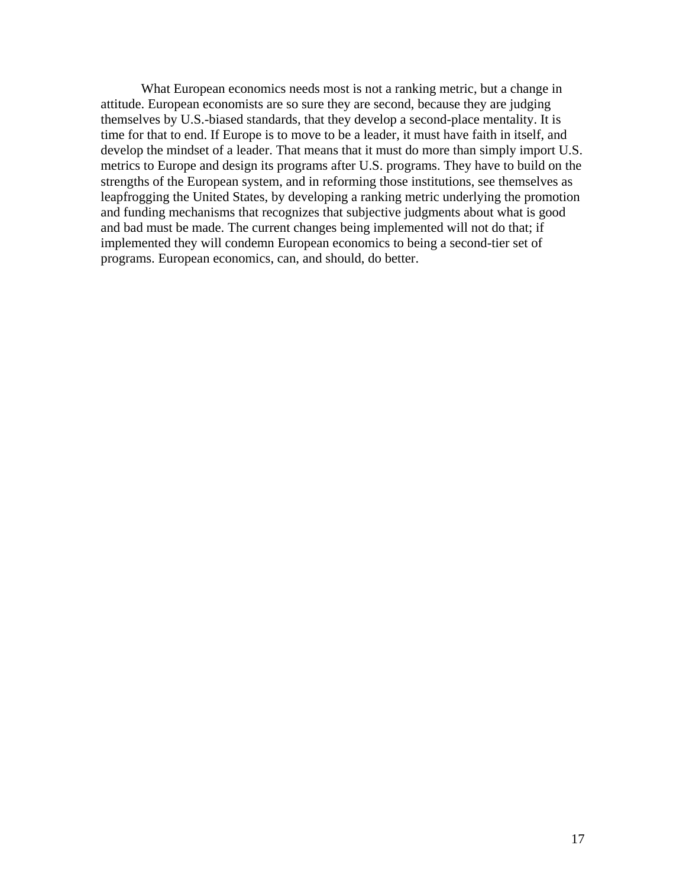What European economics needs most is not a ranking metric, but a change in attitude. European economists are so sure they are second, because they are judging themselves by U.S.-biased standards, that they develop a second-place mentality. It is time for that to end. If Europe is to move to be a leader, it must have faith in itself, and develop the mindset of a leader. That means that it must do more than simply import U.S. metrics to Europe and design its programs after U.S. programs. They have to build on the strengths of the European system, and in reforming those institutions, see themselves as leapfrogging the United States, by developing a ranking metric underlying the promotion and funding mechanisms that recognizes that subjective judgments about what is good and bad must be made. The current changes being implemented will not do that; if implemented they will condemn European economics to being a second-tier set of programs. European economics, can, and should, do better.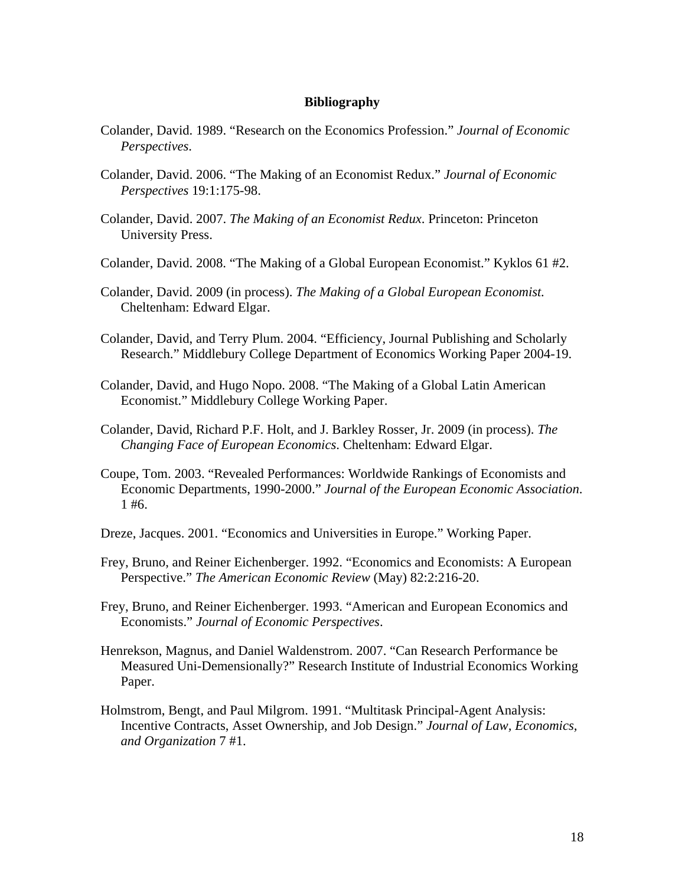**Bibliography**

Colander, David. 1989. "Research on the Economics Profession." *Journal of Economic Perspectives*.

Colander, David. 2006. "The Making of an Economist Redux." *Journal of Economic Perspectives* 19:1:175-98.

Colander, David. 2007. *The Making of an Economist Redux*. Princeton: Princeton University Press.

Colander, David. 2008. "The Making of a Global European Economist." Kyklos 61 #2.

Colander, David. 2009 (in process). *The Making of a Global European Economist.* Cheltenham: Edward Elgar.

Colander, David, and Terry Plum. 2004. "Efficiency, Journal Publishing and Scholarly Research." Middlebury College Department of Economics Working Paper 2004-19.

Colander, David, and Hugo Nopo. 2008. "The Making of a Global Latin American Economist." Middlebury College Working Paper.

Colander, David, Richard P.F. Holt, and J. Barkley Rosser, Jr. 2009 (in process). *The Changing Face of European Economics*. Cheltenham: Edward Elgar.

Coupe, Tom. 2003. "Revealed Performances: Worldwide Rankings of Economists and Economic Departments, 1990-2000." *Journal of the European Economic Association*. 1 #6.

Dreze, Jacques. 2001. "Economics and Universities in Europe." Working Paper.

Frey, Bruno, and Reiner Eichenberger. 1992. "Economics and Economists: A European Perspective." *The American Economic Review* (May) 82:2:216-20.

Frey, Bruno, and Reiner Eichenberger. 1993. "American and European Economics and Economists." *Journal of Economic Perspectives*.

Henrekson, Magnus, and Daniel Waldenstrom. 2007. "Can Research Performance be Measured Uni-Demensionally?" Research Institute of Industrial Economics Working Paper.

Holmstrom, Bengt, and Paul Milgrom. 1991. "Multitask Principal-Agent Analysis: Incentive Contracts, Asset Ownership, and Job Design." *Journal of Law, Economics, and Organization* 7 #1.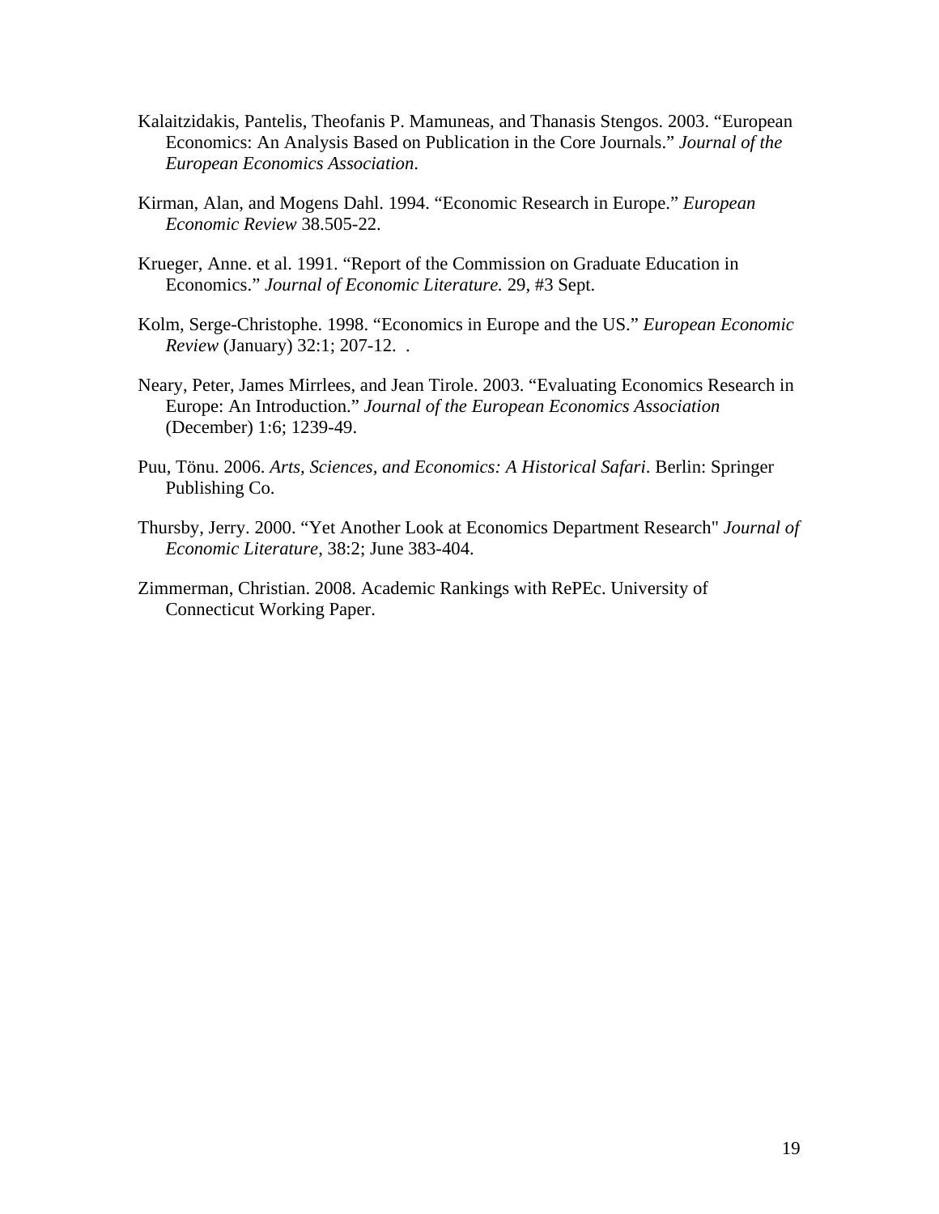Kalaitzidakis, Pantelis, Theofanis P. Mamuneas, and Thanasis Stengos. 2003. "European Economics: An Analysis Based on Publication in the Core Journals." *Journal of the European Economics Association*.

Kirman, Alan, and Mogens Dahl. 1994. "Economic Research in Europe." *European Economic Review* 38.505-22.

Krueger, Anne. et al. 1991. "Report of the Commission on Graduate Education in Economics." *Journal of Economic Literature.* 29, #3 Sept.

Kolm, Serge-Christophe. 1998. "Economics in Europe and the US." *European Economic Review* (January) 32:1; 207-12. .

Neary, Peter, James Mirrlees, and Jean Tirole. 2003. "Evaluating Economics Research in Europe: An Introduction." *Journal of the European Economics Association* (December) 1:6; 1239-49.

Puu, Tönu. 2006. *Arts, Sciences, and Economics: A Historical Safari*. Berlin: Springer Publishing Co.

Thursby, Jerry. 2000. "Yet Another Look at Economics Department Research" *Journal of Economic Literature*, 38:2; June 383-404.

Zimmerman, Christian. 2008. Academic Rankings with RePEc. University of Connecticut Working Paper.